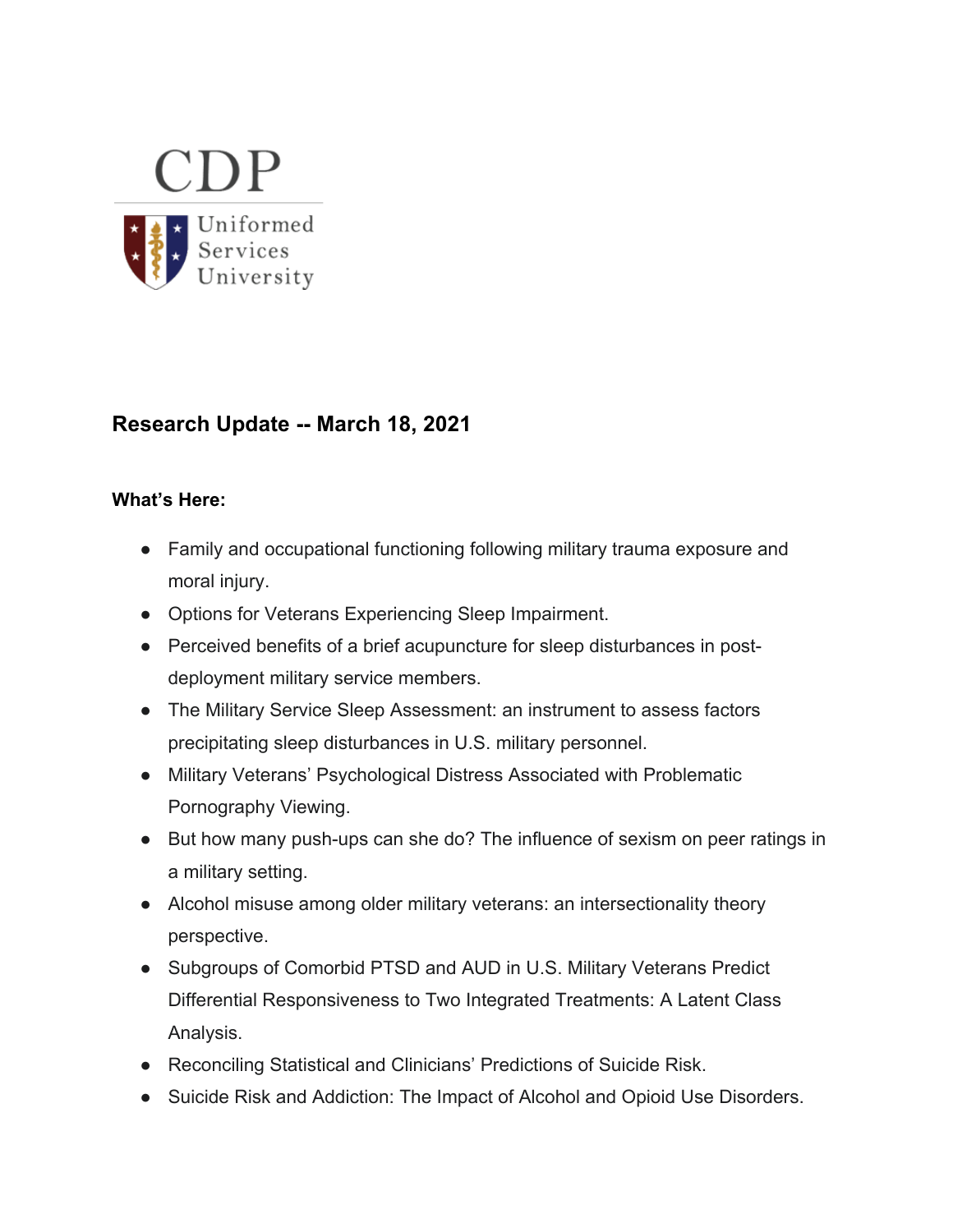CDP

Uniformed Services University

## Research Update -- March 18, 2021

**What's Here:**

- Family and occupational functioning following military trauma exposure and moral injury.
- Options for Veterans Experiencing Sleep Impairment.
- Perceived benefits of a brief acupuncture for sleep disturbances in post-deployment military service members.
- The Military Service Sleep Assessment: an instrument to assess factors precipitating sleep disturbances in U.S. military personnel.
- Military Veterans' Psychological Distress Associated with Problematic Pornography Viewing.
- But how many push-ups can she do? The influence of sexism on peer ratings in a military setting.
- Alcohol misuse among older military veterans: an intersectionality theory perspective.
- Subgroups of Comorbid PTSD and AUD in U.S. Military Veterans Predict Differential Responsiveness to Two Integrated Treatments: A Latent Class Analysis.
- Reconciling Statistical and Clinicians' Predictions of Suicide Risk.
- Suicide Risk and Addiction: The Impact of Alcohol and Opioid Use Disorders.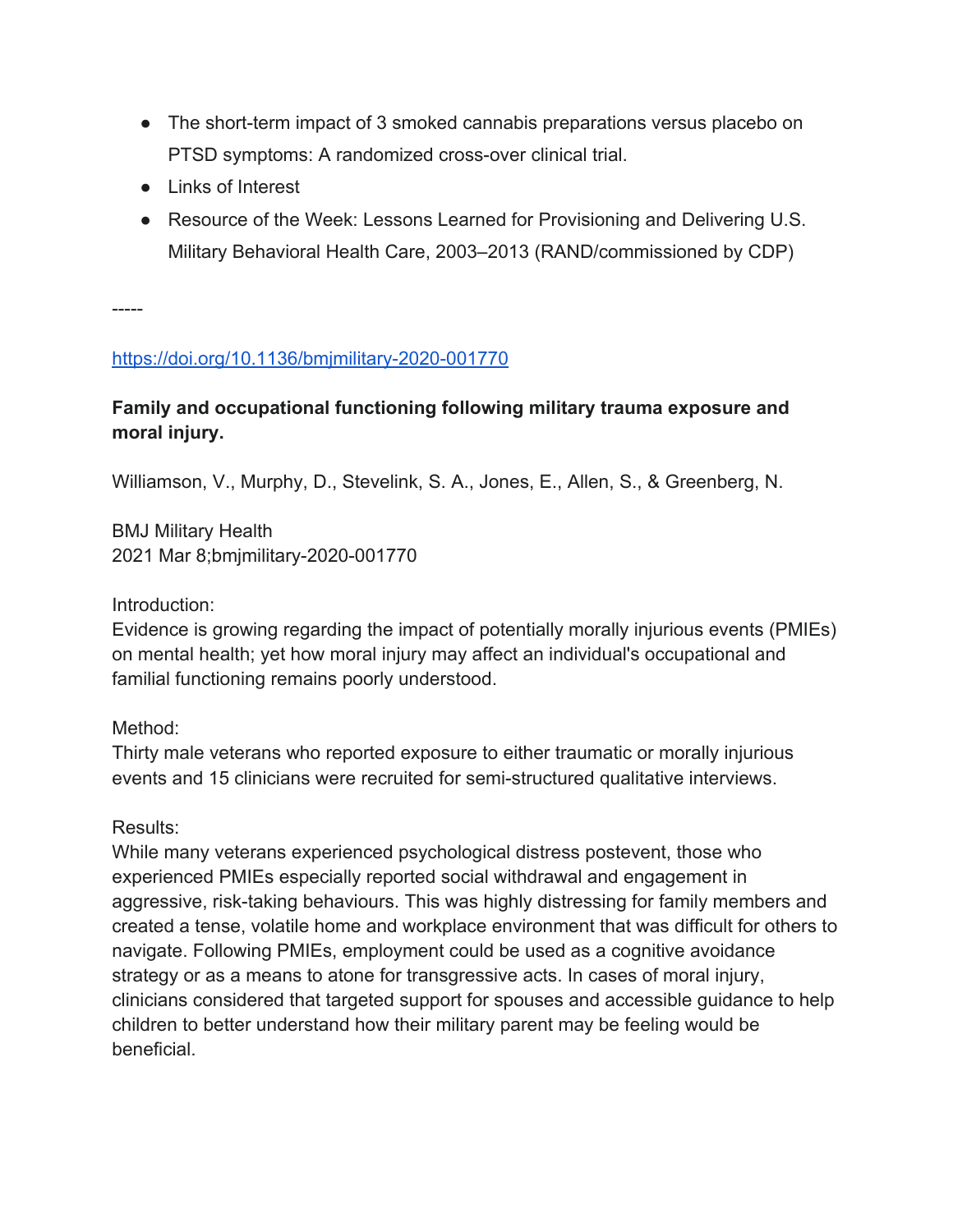- The short-term impact of 3 smoked cannabis preparations versus placebo on PTSD symptoms: A randomized cross-over clinical trial.
- Links of Interest
- Resource of the Week: Lessons Learned for Provisioning and Delivering U.S. Military Behavioral Health Care, 2003–2013 (RAND/commissioned by CDP)

-----

https://doi.org/10.1136/bmjmilitary-2020-001770

**Family and occupational functioning following military trauma exposure and moral injury.**

Williamson, V., Murphy, D., Stevelink, S. A., Jones, E., Allen, S., & Greenberg, N.

BMJ Military Health
2021 Mar 8;bmjmilitary-2020-001770

Introduction:
Evidence is growing regarding the impact of potentially morally injurious events (PMIEs) on mental health; yet how moral injury may affect an individual's occupational and familial functioning remains poorly understood.

Method:
Thirty male veterans who reported exposure to either traumatic or morally injurious events and 15 clinicians were recruited for semi-structured qualitative interviews.

Results:
While many veterans experienced psychological distress postevent, those who experienced PMIEs especially reported social withdrawal and engagement in aggressive, risk-taking behaviours. This was highly distressing for family members and created a tense, volatile home and workplace environment that was difficult for others to navigate. Following PMIEs, employment could be used as a cognitive avoidance strategy or as a means to atone for transgressive acts. In cases of moral injury, clinicians considered that targeted support for spouses and accessible guidance to help children to better understand how their military parent may be feeling would be beneficial.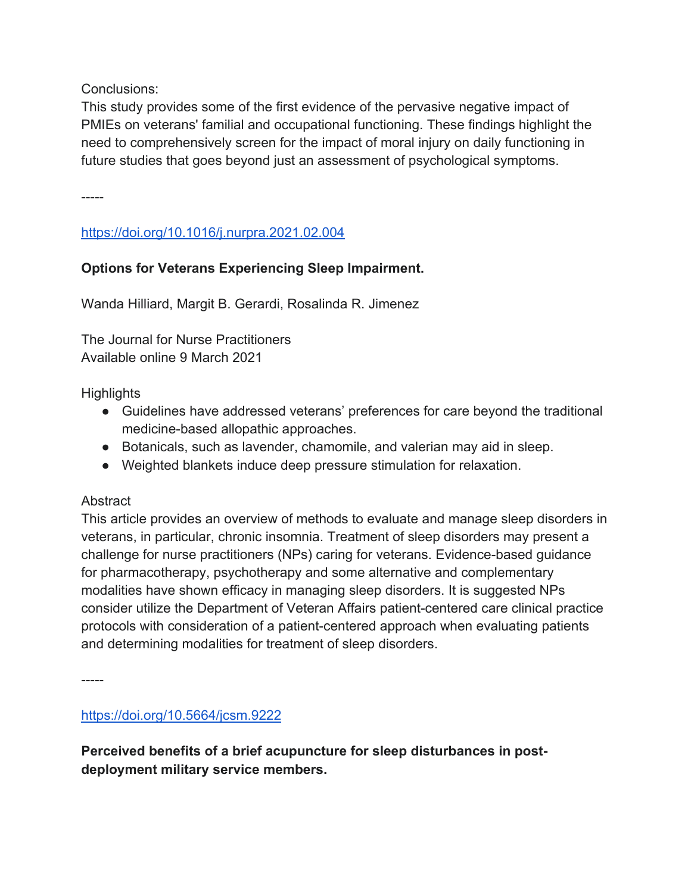Conclusions:
This study provides some of the first evidence of the pervasive negative impact of PMIEs on veterans' familial and occupational functioning. These findings highlight the need to comprehensively screen for the impact of moral injury on daily functioning in future studies that goes beyond just an assessment of psychological symptoms.

-----

https://doi.org/10.1016/j.nurpra.2021.02.004

**Options for Veterans Experiencing Sleep Impairment.**

Wanda Hilliard, Margit B. Gerardi, Rosalinda R. Jimenez

The Journal for Nurse Practitioners
Available online 9 March 2021

Highlights

- Guidelines have addressed veterans' preferences for care beyond the traditional medicine-based allopathic approaches.
- Botanicals, such as lavender, chamomile, and valerian may aid in sleep.
- Weighted blankets induce deep pressure stimulation for relaxation.

Abstract
This article provides an overview of methods to evaluate and manage sleep disorders in veterans, in particular, chronic insomnia. Treatment of sleep disorders may present a challenge for nurse practitioners (NPs) caring for veterans. Evidence-based guidance for pharmacotherapy, psychotherapy and some alternative and complementary modalities have shown efficacy in managing sleep disorders. It is suggested NPs consider utilize the Department of Veteran Affairs patient-centered care clinical practice protocols with consideration of a patient-centered approach when evaluating patients and determining modalities for treatment of sleep disorders.

-----

https://doi.org/10.5664/jcsm.9222

**Perceived benefits of a brief acupuncture for sleep disturbances in post-deployment military service members.**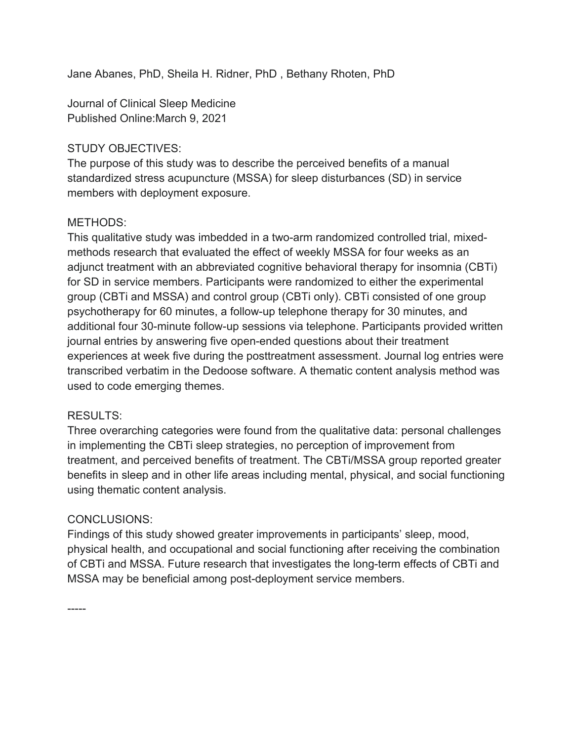Jane Abanes, PhD, Sheila H. Ridner, PhD , Bethany Rhoten, PhD

Journal of Clinical Sleep Medicine
Published Online:March 9, 2021

STUDY OBJECTIVES:
The purpose of this study was to describe the perceived benefits of a manual standardized stress acupuncture (MSSA) for sleep disturbances (SD) in service members with deployment exposure.

METHODS:
This qualitative study was imbedded in a two-arm randomized controlled trial, mixed-methods research that evaluated the effect of weekly MSSA for four weeks as an adjunct treatment with an abbreviated cognitive behavioral therapy for insomnia (CBTi) for SD in service members. Participants were randomized to either the experimental group (CBTi and MSSA) and control group (CBTi only). CBTi consisted of one group psychotherapy for 60 minutes, a follow-up telephone therapy for 30 minutes, and additional four 30-minute follow-up sessions via telephone. Participants provided written journal entries by answering five open-ended questions about their treatment experiences at week five during the posttreatment assessment. Journal log entries were transcribed verbatim in the Dedoose software. A thematic content analysis method was used to code emerging themes.

RESULTS:
Three overarching categories were found from the qualitative data: personal challenges in implementing the CBTi sleep strategies, no perception of improvement from treatment, and perceived benefits of treatment. The CBTi/MSSA group reported greater benefits in sleep and in other life areas including mental, physical, and social functioning using thematic content analysis.

CONCLUSIONS:
Findings of this study showed greater improvements in participants' sleep, mood, physical health, and occupational and social functioning after receiving the combination of CBTi and MSSA. Future research that investigates the long-term effects of CBTi and MSSA may be beneficial among post-deployment service members.

-----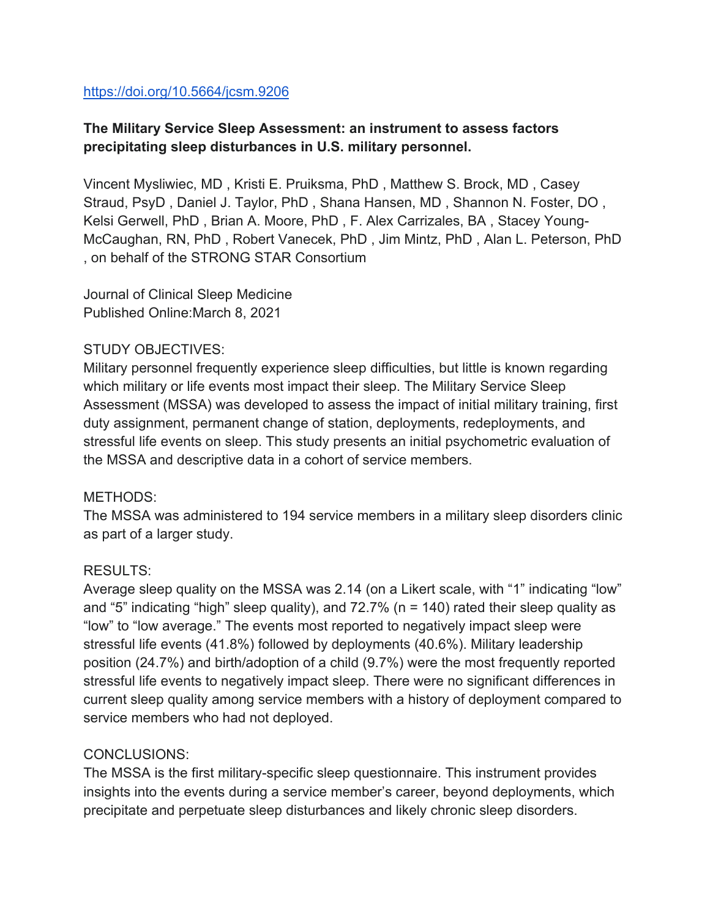https://doi.org/10.5664/jcsm.9206

**The Military Service Sleep Assessment: an instrument to assess factors precipitating sleep disturbances in U.S. military personnel.**

Vincent Mysliwiec, MD , Kristi E. Pruiksma, PhD , Matthew S. Brock, MD , Casey Straud, PsyD , Daniel J. Taylor, PhD , Shana Hansen, MD , Shannon N. Foster, DO , Kelsi Gerwell, PhD , Brian A. Moore, PhD , F. Alex Carrizales, BA , Stacey Young-McCaughan, RN, PhD , Robert Vanecek, PhD , Jim Mintz, PhD , Alan L. Peterson, PhD , on behalf of the STRONG STAR Consortium

Journal of Clinical Sleep Medicine
Published Online:March 8, 2021

STUDY OBJECTIVES:
Military personnel frequently experience sleep difficulties, but little is known regarding which military or life events most impact their sleep. The Military Service Sleep Assessment (MSSA) was developed to assess the impact of initial military training, first duty assignment, permanent change of station, deployments, redeployments, and stressful life events on sleep. This study presents an initial psychometric evaluation of the MSSA and descriptive data in a cohort of service members.

METHODS:
The MSSA was administered to 194 service members in a military sleep disorders clinic as part of a larger study.

RESULTS:
Average sleep quality on the MSSA was 2.14 (on a Likert scale, with "1" indicating "low" and "5" indicating "high" sleep quality), and 72.7% (n = 140) rated their sleep quality as "low" to "low average." The events most reported to negatively impact sleep were stressful life events (41.8%) followed by deployments (40.6%). Military leadership position (24.7%) and birth/adoption of a child (9.7%) were the most frequently reported stressful life events to negatively impact sleep. There were no significant differences in current sleep quality among service members with a history of deployment compared to service members who had not deployed.

CONCLUSIONS:
The MSSA is the first military-specific sleep questionnaire. This instrument provides insights into the events during a service member's career, beyond deployments, which precipitate and perpetuate sleep disturbances and likely chronic sleep disorders.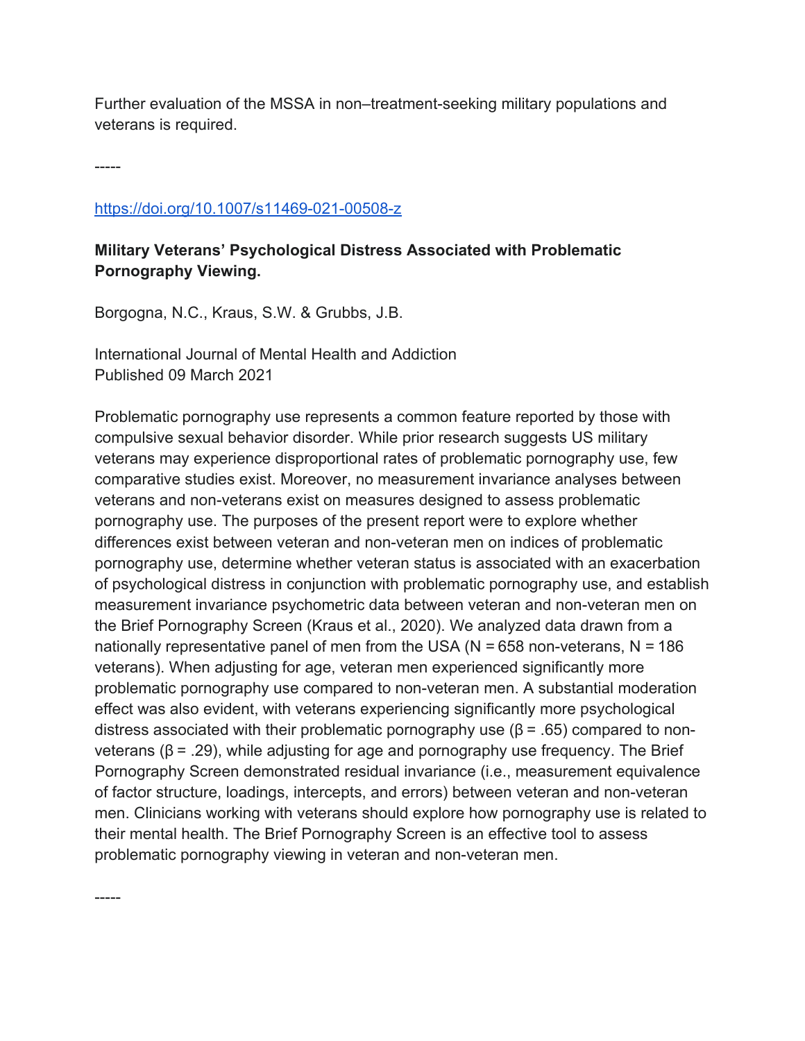Further evaluation of the MSSA in non–treatment-seeking military populations and veterans is required.

-----

https://doi.org/10.1007/s11469-021-00508-z

**Military Veterans' Psychological Distress Associated with Problematic Pornography Viewing.**

Borgogna, N.C., Kraus, S.W. & Grubbs, J.B.

International Journal of Mental Health and Addiction
Published 09 March 2021

Problematic pornography use represents a common feature reported by those with compulsive sexual behavior disorder. While prior research suggests US military veterans may experience disproportional rates of problematic pornography use, few comparative studies exist. Moreover, no measurement invariance analyses between veterans and non-veterans exist on measures designed to assess problematic pornography use. The purposes of the present report were to explore whether differences exist between veteran and non-veteran men on indices of problematic pornography use, determine whether veteran status is associated with an exacerbation of psychological distress in conjunction with problematic pornography use, and establish measurement invariance psychometric data between veteran and non-veteran men on the Brief Pornography Screen (Kraus et al., 2020). We analyzed data drawn from a nationally representative panel of men from the USA ($N = 658$ non-veterans, $N = 186$ veterans). When adjusting for age, veteran men experienced significantly more problematic pornography use compared to non-veteran men. A substantial moderation effect was also evident, with veterans experiencing significantly more psychological distress associated with their problematic pornography use ($\beta = .65$) compared to non-veterans ($\beta = .29$), while adjusting for age and pornography use frequency. The Brief Pornography Screen demonstrated residual invariance (i.e., measurement equivalence of factor structure, loadings, intercepts, and errors) between veteran and non-veteran men. Clinicians working with veterans should explore how pornography use is related to their mental health. The Brief Pornography Screen is an effective tool to assess problematic pornography viewing in veteran and non-veteran men.

-----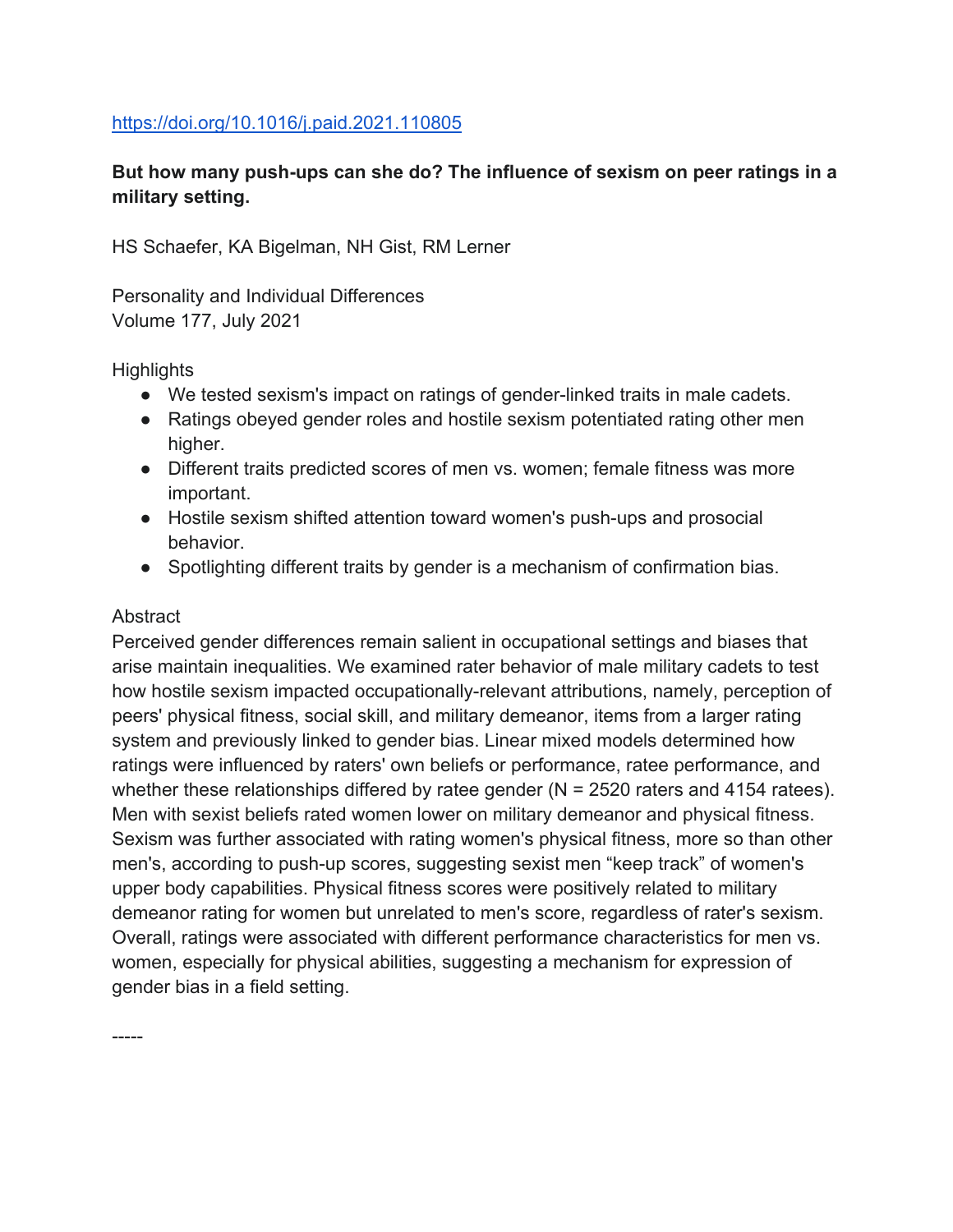https://doi.org/10.1016/j.paid.2021.110805

**But how many push-ups can she do? The influence of sexism on peer ratings in a military setting.**

HS Schaefer, KA Bigelman, NH Gist, RM Lerner

Personality and Individual Differences
Volume 177, July 2021

Highlights

- We tested sexism's impact on ratings of gender-linked traits in male cadets.
- Ratings obeyed gender roles and hostile sexism potentiated rating other men higher.
- Different traits predicted scores of men vs. women; female fitness was more important.
- Hostile sexism shifted attention toward women's push-ups and prosocial behavior.
- Spotlighting different traits by gender is a mechanism of confirmation bias.

Abstract

Perceived gender differences remain salient in occupational settings and biases that arise maintain inequalities. We examined rater behavior of male military cadets to test how hostile sexism impacted occupationally-relevant attributions, namely, perception of peers' physical fitness, social skill, and military demeanor, items from a larger rating system and previously linked to gender bias. Linear mixed models determined how ratings were influenced by raters' own beliefs or performance, ratee performance, and whether these relationships differed by ratee gender (N = 2520 raters and 4154 ratees). Men with sexist beliefs rated women lower on military demeanor and physical fitness. Sexism was further associated with rating women's physical fitness, more so than other men's, according to push-up scores, suggesting sexist men "keep track" of women's upper body capabilities. Physical fitness scores were positively related to military demeanor rating for women but unrelated to men's score, regardless of rater's sexism. Overall, ratings were associated with different performance characteristics for men vs. women, especially for physical abilities, suggesting a mechanism for expression of gender bias in a field setting.

-----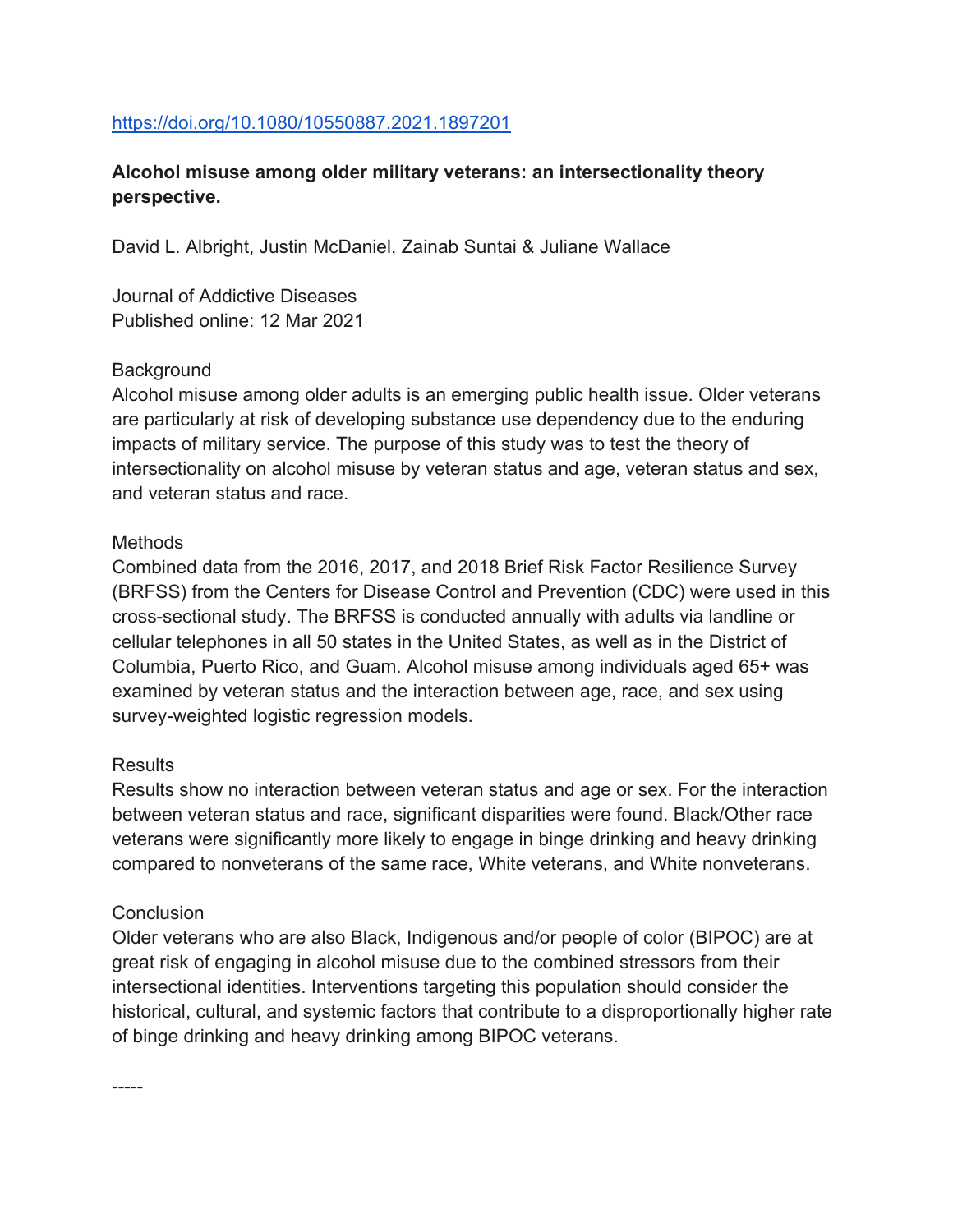https://doi.org/10.1080/10550887.2021.1897201

**Alcohol misuse among older military veterans: an intersectionality theory perspective.**

David L. Albright, Justin McDaniel, Zainab Suntai & Juliane Wallace

Journal of Addictive Diseases
Published online: 12 Mar 2021

Background
Alcohol misuse among older adults is an emerging public health issue. Older veterans are particularly at risk of developing substance use dependency due to the enduring impacts of military service. The purpose of this study was to test the theory of intersectionality on alcohol misuse by veteran status and age, veteran status and sex, and veteran status and race.

Methods
Combined data from the 2016, 2017, and 2018 Brief Risk Factor Resilience Survey (BRFSS) from the Centers for Disease Control and Prevention (CDC) were used in this cross-sectional study. The BRFSS is conducted annually with adults via landline or cellular telephones in all 50 states in the United States, as well as in the District of Columbia, Puerto Rico, and Guam. Alcohol misuse among individuals aged 65+ was examined by veteran status and the interaction between age, race, and sex using survey-weighted logistic regression models.

Results
Results show no interaction between veteran status and age or sex. For the interaction between veteran status and race, significant disparities were found. Black/Other race veterans were significantly more likely to engage in binge drinking and heavy drinking compared to nonveterans of the same race, White veterans, and White nonveterans.

Conclusion
Older veterans who are also Black, Indigenous and/or people of color (BIPOC) are at great risk of engaging in alcohol misuse due to the combined stressors from their intersectional identities. Interventions targeting this population should consider the historical, cultural, and systemic factors that contribute to a disproportionally higher rate of binge drinking and heavy drinking among BIPOC veterans.

-----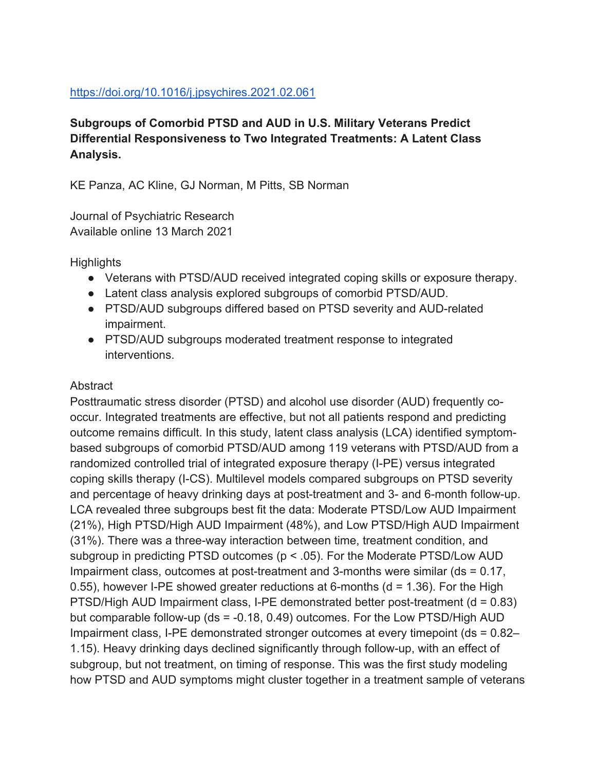https://doi.org/10.1016/j.jpsychires.2021.02.061

**Subgroups of Comorbid PTSD and AUD in U.S. Military Veterans Predict Differential Responsiveness to Two Integrated Treatments: A Latent Class Analysis.**

KE Panza, AC Kline, GJ Norman, M Pitts, SB Norman

Journal of Psychiatric Research
Available online 13 March 2021

Highlights

- Veterans with PTSD/AUD received integrated coping skills or exposure therapy.
- Latent class analysis explored subgroups of comorbid PTSD/AUD.
- PTSD/AUD subgroups differed based on PTSD severity and AUD-related impairment.
- PTSD/AUD subgroups moderated treatment response to integrated interventions.

Abstract

Posttraumatic stress disorder (PTSD) and alcohol use disorder (AUD) frequently co-occur. Integrated treatments are effective, but not all patients respond and predicting outcome remains difficult. In this study, latent class analysis (LCA) identified symptom-based subgroups of comorbid PTSD/AUD among 119 veterans with PTSD/AUD from a randomized controlled trial of integrated exposure therapy (I-PE) versus integrated coping skills therapy (I-CS). Multilevel models compared subgroups on PTSD severity and percentage of heavy drinking days at post-treatment and 3- and 6-month follow-up. LCA revealed three subgroups best fit the data: Moderate PTSD/Low AUD Impairment (21%), High PTSD/High AUD Impairment (48%), and Low PTSD/High AUD Impairment (31%). There was a three-way interaction between time, treatment condition, and subgroup in predicting PTSD outcomes ($p < .05$). For the Moderate PTSD/Low AUD Impairment class, outcomes at post-treatment and 3-months were similar (ds = 0.17, 0.55), however I-PE showed greater reductions at 6-months ($d = 1.36$). For the High PTSD/High AUD Impairment class, I-PE demonstrated better post-treatment ($d = 0.83$) but comparable follow-up (ds = -0.18, 0.49) outcomes. For the Low PTSD/High AUD Impairment class, I-PE demonstrated stronger outcomes at every timepoint (ds = 0.82–1.15). Heavy drinking days declined significantly through follow-up, with an effect of subgroup, but not treatment, on timing of response. This was the first study modeling how PTSD and AUD symptoms might cluster together in a treatment sample of veterans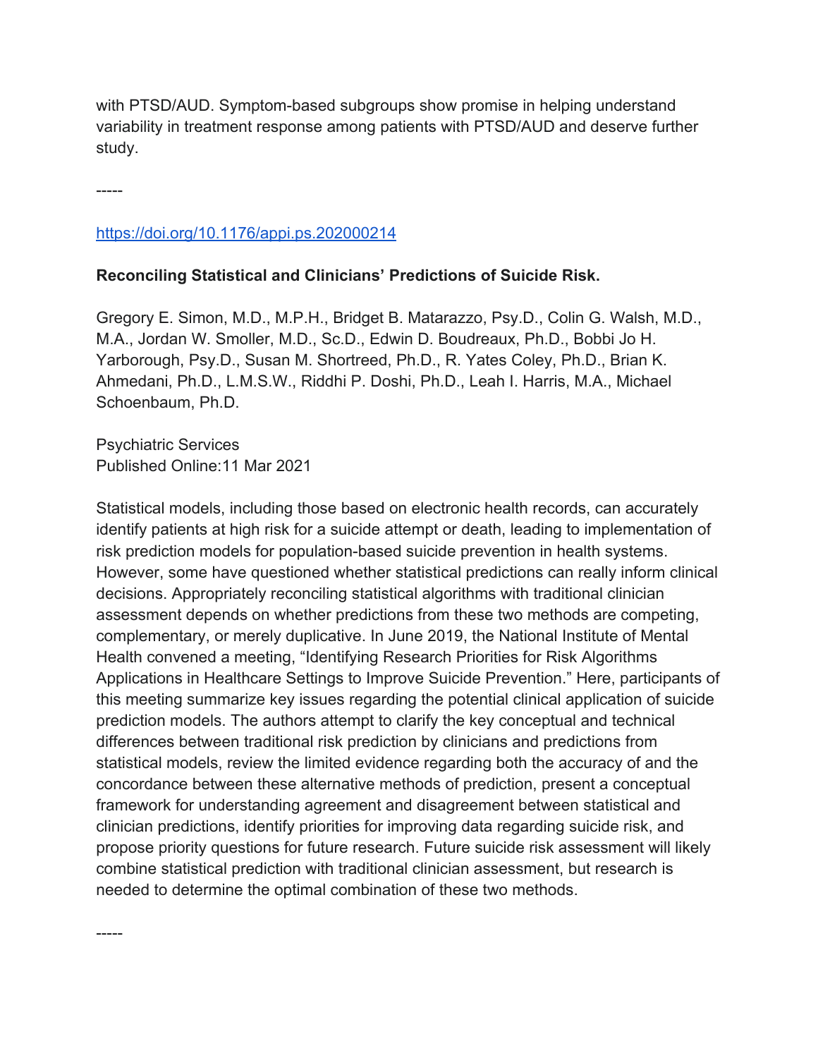with PTSD/AUD. Symptom-based subgroups show promise in helping understand variability in treatment response among patients with PTSD/AUD and deserve further study.

-----

https://doi.org/10.1176/appi.ps.202000214

**Reconciling Statistical and Clinicians' Predictions of Suicide Risk.**

Gregory E. Simon, M.D., M.P.H., Bridget B. Matarazzo, Psy.D., Colin G. Walsh, M.D., M.A., Jordan W. Smoller, M.D., Sc.D., Edwin D. Boudreaux, Ph.D., Bobbi Jo H. Yarborough, Psy.D., Susan M. Shortreed, Ph.D., R. Yates Coley, Ph.D., Brian K. Ahmedani, Ph.D., L.M.S.W., Riddhi P. Doshi, Ph.D., Leah I. Harris, M.A., Michael Schoenbaum, Ph.D.

Psychiatric Services
Published Online:11 Mar 2021

Statistical models, including those based on electronic health records, can accurately identify patients at high risk for a suicide attempt or death, leading to implementation of risk prediction models for population-based suicide prevention in health systems. However, some have questioned whether statistical predictions can really inform clinical decisions. Appropriately reconciling statistical algorithms with traditional clinician assessment depends on whether predictions from these two methods are competing, complementary, or merely duplicative. In June 2019, the National Institute of Mental Health convened a meeting, "Identifying Research Priorities for Risk Algorithms Applications in Healthcare Settings to Improve Suicide Prevention." Here, participants of this meeting summarize key issues regarding the potential clinical application of suicide prediction models. The authors attempt to clarify the key conceptual and technical differences between traditional risk prediction by clinicians and predictions from statistical models, review the limited evidence regarding both the accuracy of and the concordance between these alternative methods of prediction, present a conceptual framework for understanding agreement and disagreement between statistical and clinician predictions, identify priorities for improving data regarding suicide risk, and propose priority questions for future research. Future suicide risk assessment will likely combine statistical prediction with traditional clinician assessment, but research is needed to determine the optimal combination of these two methods.

-----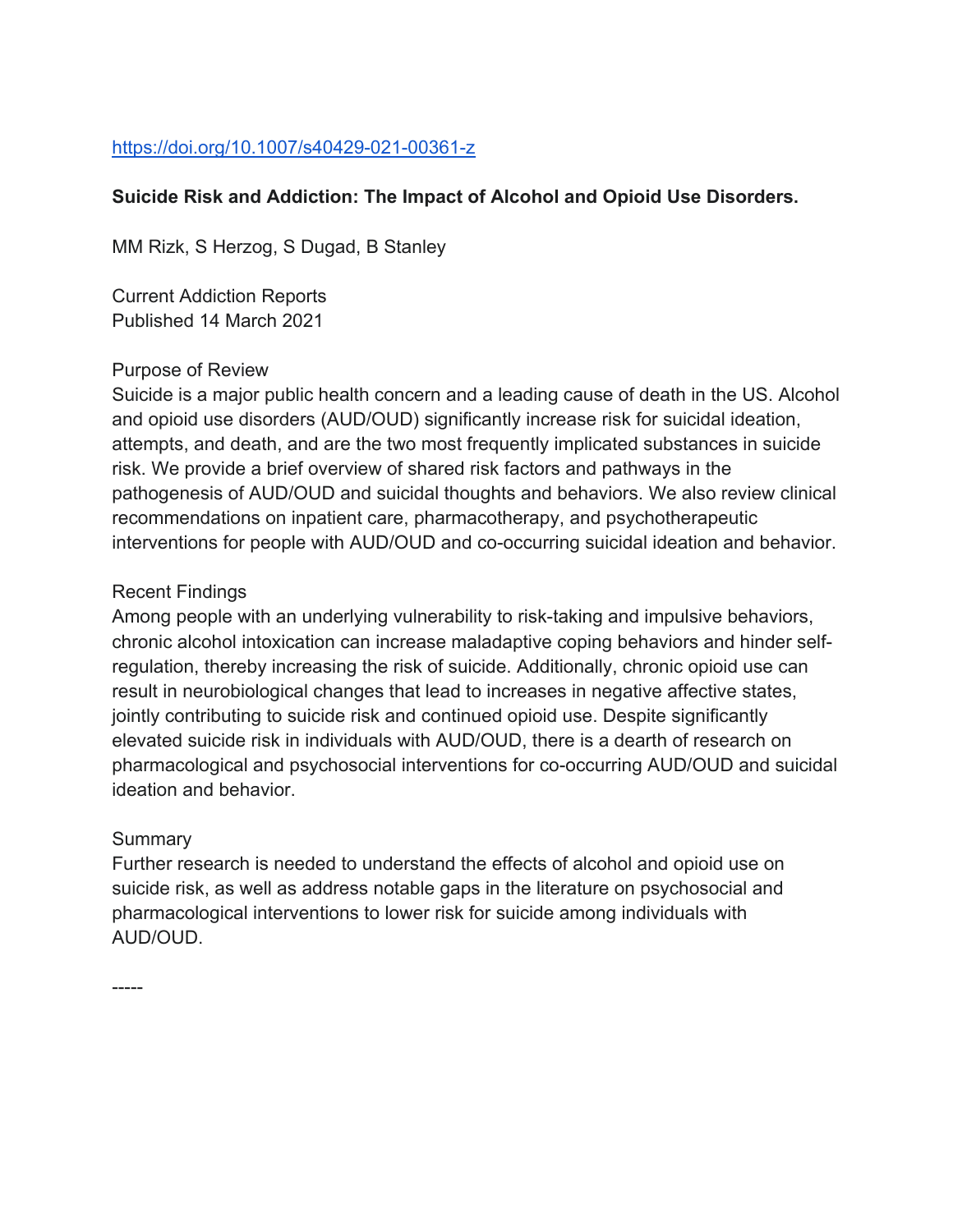https://doi.org/10.1007/s40429-021-00361-z

**Suicide Risk and Addiction: The Impact of Alcohol and Opioid Use Disorders.**

MM Rizk, S Herzog, S Dugad, B Stanley

Current Addiction Reports
Published 14 March 2021

Purpose of Review
Suicide is a major public health concern and a leading cause of death in the US. Alcohol and opioid use disorders (AUD/OUD) significantly increase risk for suicidal ideation, attempts, and death, and are the two most frequently implicated substances in suicide risk. We provide a brief overview of shared risk factors and pathways in the pathogenesis of AUD/OUD and suicidal thoughts and behaviors. We also review clinical recommendations on inpatient care, pharmacotherapy, and psychotherapeutic interventions for people with AUD/OUD and co-occurring suicidal ideation and behavior.

Recent Findings
Among people with an underlying vulnerability to risk-taking and impulsive behaviors, chronic alcohol intoxication can increase maladaptive coping behaviors and hinder self-regulation, thereby increasing the risk of suicide. Additionally, chronic opioid use can result in neurobiological changes that lead to increases in negative affective states, jointly contributing to suicide risk and continued opioid use. Despite significantly elevated suicide risk in individuals with AUD/OUD, there is a dearth of research on pharmacological and psychosocial interventions for co-occurring AUD/OUD and suicidal ideation and behavior.

Summary
Further research is needed to understand the effects of alcohol and opioid use on suicide risk, as well as address notable gaps in the literature on psychosocial and pharmacological interventions to lower risk for suicide among individuals with AUD/OUD.

-----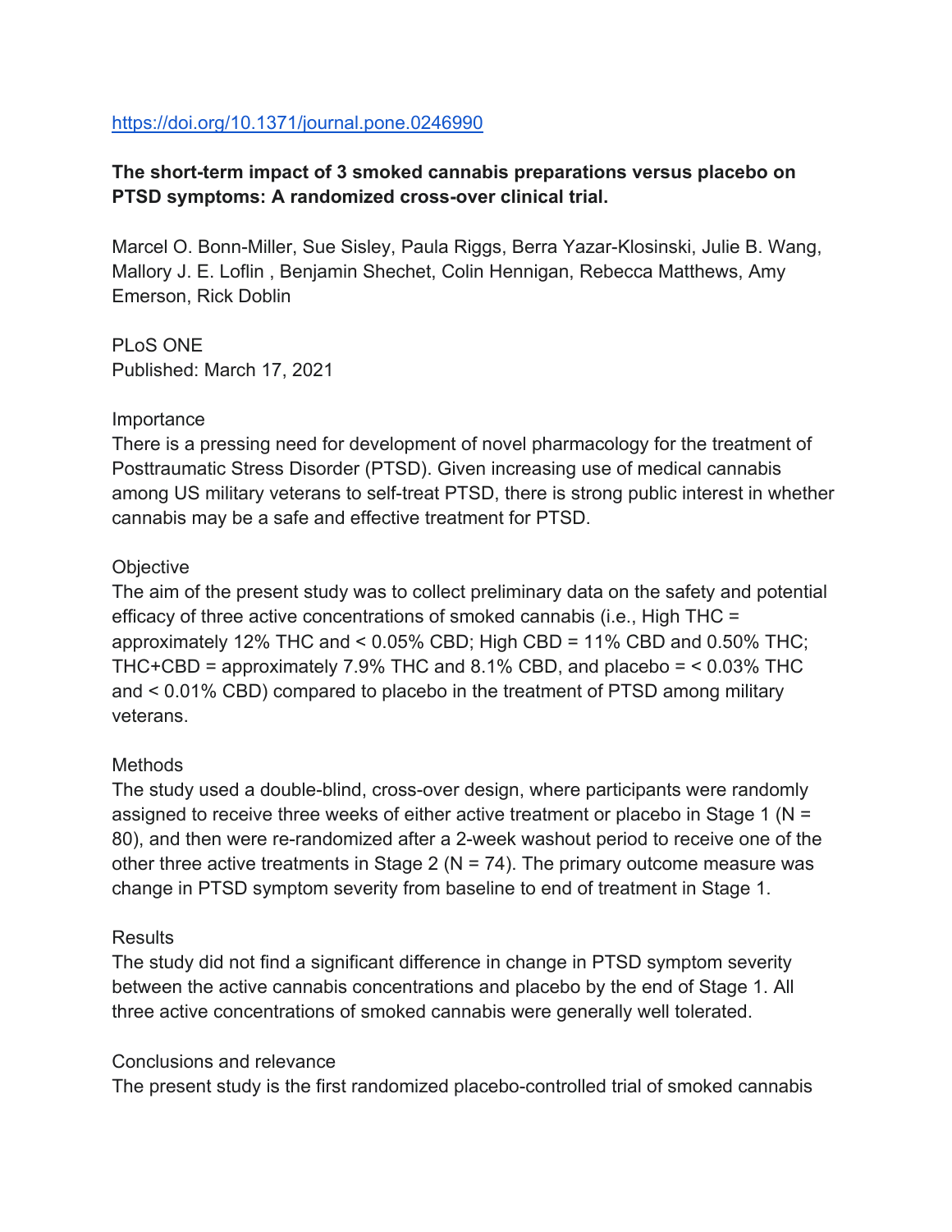https://doi.org/10.1371/journal.pone.0246990

**The short-term impact of 3 smoked cannabis preparations versus placebo on PTSD symptoms: A randomized cross-over clinical trial.**

Marcel O. Bonn-Miller, Sue Sisley, Paula Riggs, Berra Yazar-Klosinski, Julie B. Wang, Mallory J. E. Loflin , Benjamin Shechet, Colin Hennigan, Rebecca Matthews, Amy Emerson, Rick Doblin

PLoS ONE
Published: March 17, 2021

Importance
There is a pressing need for development of novel pharmacology for the treatment of Posttraumatic Stress Disorder (PTSD). Given increasing use of medical cannabis among US military veterans to self-treat PTSD, there is strong public interest in whether cannabis may be a safe and effective treatment for PTSD.

Objective
The aim of the present study was to collect preliminary data on the safety and potential efficacy of three active concentrations of smoked cannabis (i.e., High THC = approximately 12% THC and < 0.05% CBD; High CBD = 11% CBD and 0.50% THC; THC+CBD = approximately 7.9% THC and 8.1% CBD, and placebo = < 0.03% THC and < 0.01% CBD) compared to placebo in the treatment of PTSD among military veterans.

Methods
The study used a double-blind, cross-over design, where participants were randomly assigned to receive three weeks of either active treatment or placebo in Stage 1 (N = 80), and then were re-randomized after a 2-week washout period to receive one of the other three active treatments in Stage 2 (N = 74). The primary outcome measure was change in PTSD symptom severity from baseline to end of treatment in Stage 1.

Results
The study did not find a significant difference in change in PTSD symptom severity between the active cannabis concentrations and placebo by the end of Stage 1. All three active concentrations of smoked cannabis were generally well tolerated.

Conclusions and relevance
The present study is the first randomized placebo-controlled trial of smoked cannabis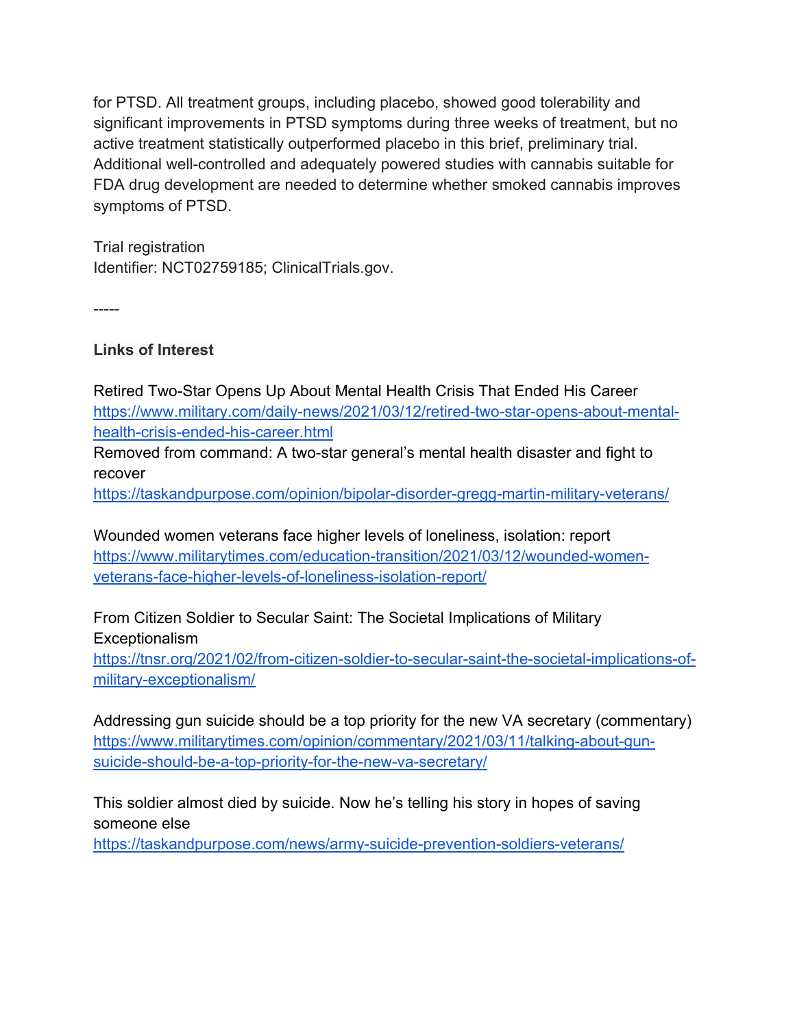for PTSD. All treatment groups, including placebo, showed good tolerability and significant improvements in PTSD symptoms during three weeks of treatment, but no active treatment statistically outperformed placebo in this brief, preliminary trial. Additional well-controlled and adequately powered studies with cannabis suitable for FDA drug development are needed to determine whether smoked cannabis improves symptoms of PTSD.

Trial registration
Identifier: NCT02759185; ClinicalTrials.gov.

-----

**Links of Interest**

Retired Two-Star Opens Up About Mental Health Crisis That Ended His Career
https://www.military.com/daily-news/2021/03/12/retired-two-star-opens-about-mental-health-crisis-ended-his-career.html
Removed from command: A two-star general's mental health disaster and fight to recover
https://taskandpurpose.com/opinion/bipolar-disorder-gregg-martin-military-veterans/

Wounded women veterans face higher levels of loneliness, isolation: report
https://www.militarytimes.com/education-transition/2021/03/12/wounded-women-veterans-face-higher-levels-of-loneliness-isolation-report/

From Citizen Soldier to Secular Saint: The Societal Implications of Military Exceptionalism
https://tnsr.org/2021/02/from-citizen-soldier-to-secular-saint-the-societal-implications-of-military-exceptionalism/

Addressing gun suicide should be a top priority for the new VA secretary (commentary)
https://www.militarytimes.com/opinion/commentary/2021/03/11/talking-about-gun-suicide-should-be-a-top-priority-for-the-new-va-secretary/

This soldier almost died by suicide. Now he's telling his story in hopes of saving someone else
https://taskandpurpose.com/news/army-suicide-prevention-soldiers-veterans/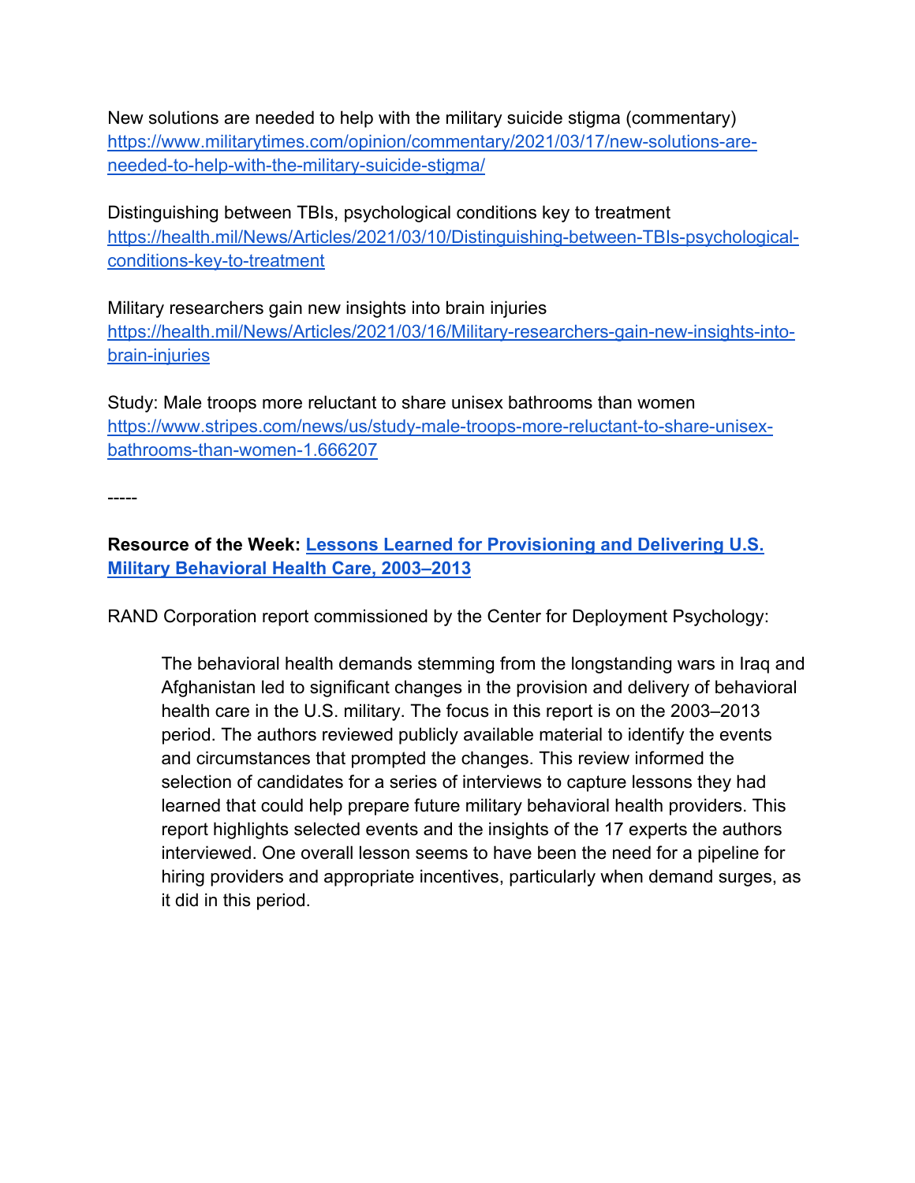New solutions are needed to help with the military suicide stigma (commentary)
[https://www.militarytimes.com/opinion/commentary/2021/03/17/new-solutions-are-needed-to-help-with-the-military-suicide-stigma/](https://www.militarytimes.com/opinion/commentary/2021/03/17/new-solutions-are-needed-to-help-with-the-military-suicide-stigma/)

Distinguishing between TBIs, psychological conditions key to treatment
[https://health.mil/News/Articles/2021/03/10/Distinguishing-between-TBIs-psychological-conditions-key-to-treatment](https://health.mil/News/Articles/2021/03/10/Distinguishing-between-TBIs-psychological-conditions-key-to-treatment)

Military researchers gain new insights into brain injuries
[https://health.mil/News/Articles/2021/03/16/Military-researchers-gain-new-insights-into-brain-injuries](https://health.mil/News/Articles/2021/03/16/Military-researchers-gain-new-insights-into-brain-injuries)

Study: Male troops more reluctant to share unisex bathrooms than women
[https://www.stripes.com/news/us/study-male-troops-more-reluctant-to-share-unisex-bathrooms-than-women-1.666207](https://www.stripes.com/news/us/study-male-troops-more-reluctant-to-share-unisex-bathrooms-than-women-1.666207)

-----

**Resource of the Week: Lessons Learned for Provisioning and Delivering U.S. Military Behavioral Health Care, 2003–2013**

RAND Corporation report commissioned by the Center for Deployment Psychology:

> The behavioral health demands stemming from the longstanding wars in Iraq and Afghanistan led to significant changes in the provision and delivery of behavioral health care in the U.S. military. The focus in this report is on the 2003–2013 period. The authors reviewed publicly available material to identify the events and circumstances that prompted the changes. This review informed the selection of candidates for a series of interviews to capture lessons they had learned that could help prepare future military behavioral health providers. This report highlights selected events and the insights of the 17 experts the authors interviewed. One overall lesson seems to have been the need for a pipeline for hiring providers and appropriate incentives, particularly when demand surges, as it did in this period.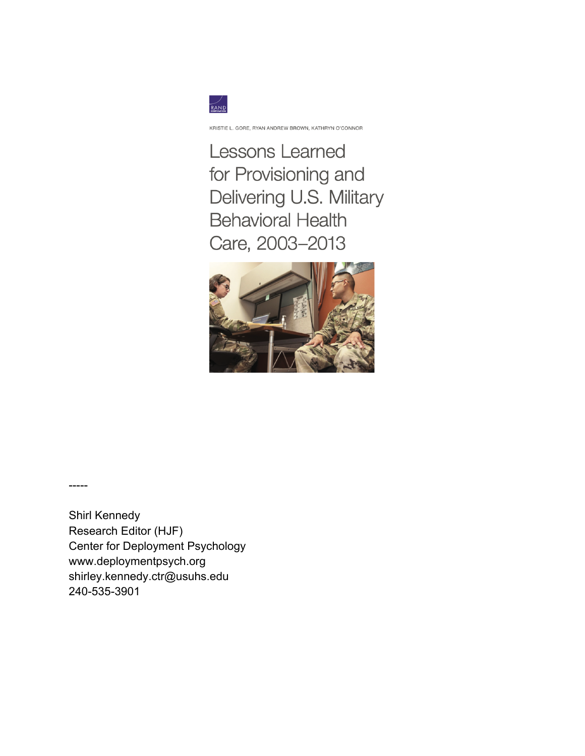RAND CORPORATION

KRISTIE L. GORE, RYAN ANDREW BROWN, KATHRYN O'CONNOR

# Lessons Learned for Provisioning and Delivering U.S. Military Behavioral Health Care, 2003–2013

-----

Shirl Kennedy
Research Editor (HJF)
Center for Deployment Psychology
www.deploymentpsych.org
shirley.kennedy.ctr@usuhs.edu
240-535-3901